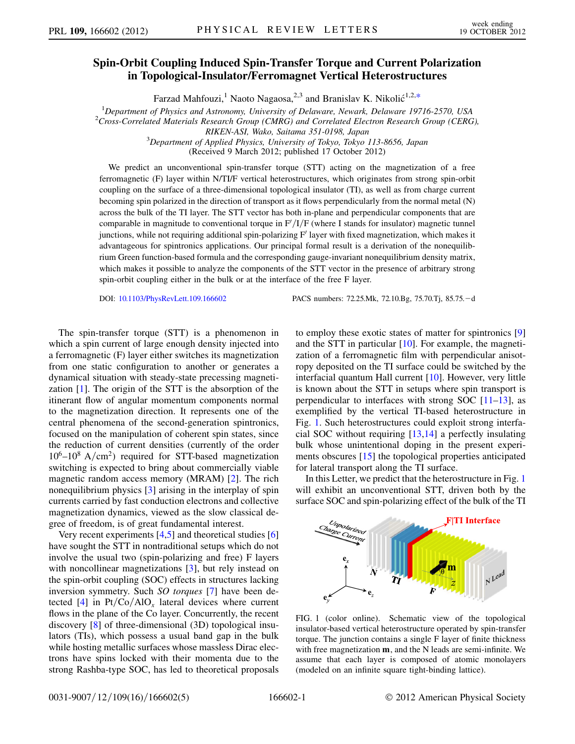# Spin-Orbit Coupling Induced Spin-Transfer Torque and Current Polarization in Topological-Insulator/Ferromagnet Vertical Heterostructures

Farzad Mahfouzi,[1] Naoto Nagaosa,[2,3] and Branislav K. Nikolić[1,2,*]

[1]Department of Physics and Astronomy, University of Delaware, Newark, Delaware 19716-2570, USA
[2]Cross-Correlated Materials Research Group (CMRG) and Correlated Electron Research Group (CERG), RIKEN-ASI, Wako, Saitama 351-0198, Japan
[3]Department of Applied Physics, University of Tokyo, Tokyo 113-8656, Japan
(Received 9 March 2012; published 17 October 2012)

We predict an unconventional spin-transfer torque (STT) acting on the magnetization of a free ferromagnetic (F) layer within N/TI/F vertical heterostructures, which originates from strong spin-orbit coupling on the surface of a three-dimensional topological insulator (TI), as well as from charge current becoming spin polarized in the direction of transport as it flows perpendicularly from the normal metal (N) across the bulk of the TI layer. The STT vector has both in-plane and perpendicular components that are comparable in magnitude to conventional torque in F′/I/F (where I stands for insulator) magnetic tunnel junctions, while not requiring additional spin-polarizing F′ layer with fixed magnetization, which makes it advantageous for spintronics applications. Our principal formal result is a derivation of the nonequilibrium Green function-based formula and the corresponding gauge-invariant nonequilibrium density matrix, which makes it possible to analyze the components of the STT vector in the presence of arbitrary strong spin-orbit coupling either in the bulk or at the interface of the free F layer.

DOI: 10.1103/PhysRevLett.109.166602 PACS numbers: 72.25.Mk, 72.10.Bg, 75.70.Tj, 85.75.−d

The spin-transfer torque (STT) is a phenomenon in which a spin current of large enough density injected into a ferromagnetic (F) layer either switches its magnetization from one static configuration to another or generates a dynamical situation with steady-state precessing magnetization [1]. The origin of the STT is the absorption of the itinerant flow of angular momentum components normal to the magnetization direction. It represents one of the central phenomena of the second-generation spintronics, focused on the manipulation of coherent spin states, since the reduction of current densities (currently of the order $10^6$–$10^8$ A/cm$^2$) required for STT-based magnetization switching is expected to bring about commercially viable magnetic random access memory (MRAM) [2]. The rich nonequilibrium physics [3] arising in the interplay of spin currents carried by fast conduction electrons and collective magnetization dynamics, viewed as the slow classical degree of freedom, is of great fundamental interest.

Very recent experiments [4,5] and theoretical studies [6] have sought the STT in nontraditional setups which do not involve the usual two (spin-polarizing and free) F layers with noncollinear magnetizations [3], but rely instead on the spin-orbit coupling (SOC) effects in structures lacking inversion symmetry. Such *SO torques* [7] have been detected [4] in Pt/Co/AlO$_x$ lateral devices where current flows in the plane of the Co layer. Concurrently, the recent discovery [8] of three-dimensional (3D) topological insulators (TIs), which possess a usual band gap in the bulk while hosting metallic surfaces whose massless Dirac electrons have spins locked with their momenta due to the strong Rashba-type SOC, has led to theoretical proposals to employ these exotic states of matter for spintronics [9] and the STT in particular [10]. For example, the magnetization of a ferromagnetic film with perpendicular anisotropy deposited on the TI surface could be switched by the interfacial quantum Hall current [10]. However, very little is known about the STT in setups where spin transport is perpendicular to interfaces with strong SOC [11–13], as exemplified by the vertical TI-based heterostructure in Fig. 1. Such heterostructures could exploit strong interfacial SOC without requiring [13,14] a perfectly insulating bulk whose unintentional doping in the present experiments obscures [15] the topological properties anticipated for lateral transport along the TI surface.

In this Letter, we predict that the heterostructure in Fig. 1 will exhibit an unconventional STT, driven both by the surface SOC and spin-polarizing effect of the bulk of the TI

FIG. 1 (color online). Schematic view of the topological insulator-based vertical heterostructure operated by spin-transfer torque. The junction contains a single F layer of finite thickness with free magnetization **m**, and the N leads are semi-infinite. We assume that each layer is composed of atomic monolayers (modeled on an infinite square tight-binding lattice).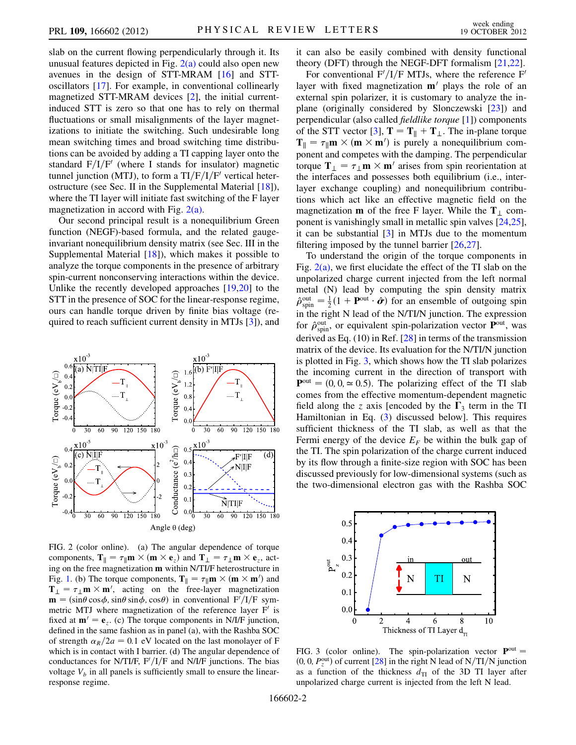slab on the current flowing perpendicularly through it. Its unusual features depicted in Fig. 2(a) could also open new avenues in the design of STT-MRAM [16] and STT-oscillators [17]. For example, in conventional collinearly magnetized STT-MRAM devices [2], the initial current-induced STT is zero so that one has to rely on thermal fluctuations or small misalignments of the layer magnetizations to initiate the switching. Such undesirable long mean switching times and broad switching time distributions can be avoided by adding a TI capping layer onto the standard F/I/F′ (where I stands for insulator) magnetic tunnel junction (MTJ), to form a TI/F/I/F′ vertical heterostructure (see Sec. II in the Supplemental Material [18]), where the TI layer will initiate fast switching of the F layer magnetization in accord with Fig. 2(a).

Our second principal result is a nonequilibrium Green function (NEGF)-based formula, and the related gauge-invariant nonequilibrium density matrix (see Sec. III in the Supplemental Material [18]), which makes it possible to analyze the torque components in the presence of arbitrary spin-current nonconserving interactions within the device. Unlike the recently developed approaches [19,20] to the STT in the presence of SOC for the linear-response regime, ours can handle torque driven by finite bias voltage (required to reach sufficient current density in MTJs [3]), and it can also be easily combined with density functional theory (DFT) through the NEGF-DFT formalism [21,22].

For conventional F′/I/F MTJs, where the reference F′ layer with fixed magnetization $\mathbf{m}'$ plays the role of an external spin polarizer, it is customary to analyze the in-plane (originally considered by Slonczewski [23]) and perpendicular (also called *fieldlike torque* [1]) components of the STT vector [3], $\mathbf{T} = \mathbf{T}_\parallel + \mathbf{T}_\perp$. The in-plane torque $\mathbf{T}_\parallel = \tau_\parallel \mathbf{m} \times (\mathbf{m} \times \mathbf{m}')$ is purely a nonequilibrium component and competes with the damping. The perpendicular torque $\mathbf{T}_\perp = \tau_\perp \mathbf{m} \times \mathbf{m}'$ arises from spin reorientation at the interfaces and possesses both equilibrium (i.e., interlayer exchange coupling) and nonequilibrium contributions which act like an effective magnetic field on the magnetization $\mathbf{m}$ of the free F layer. While the $\mathbf{T}_\perp$ component is vanishingly small in metallic spin valves [24,25], it can be substantial [3] in MTJs due to the momentum filtering imposed by the tunnel barrier [26,27].

To understand the origin of the torque components in Fig. 2(a), we first elucidate the effect of the TI slab on the unpolarized charge current injected from the left normal metal (N) lead by computing the spin density matrix $\hat{\rho}^{\rm out}_{\rm spin} = \frac{1}{2}(1 + \mathbf{P}^{\rm out} \cdot \hat{\boldsymbol{\sigma}})$ for an ensemble of outgoing spin in the right N lead of the N/TI/N junction. The expression for $\hat{\rho}^{\rm out}_{\rm spin}$, or equivalent spin-polarization vector $\mathbf{P}^{\rm out}$, was derived as Eq. (10) in Ref. [28] in terms of the transmission matrix of the device. Its evaluation for the N/TI/N junction is plotted in Fig. 3, which shows how the TI slab polarizes the incoming current in the direction of transport with $\mathbf{P}^{\rm out} = (0, 0, \simeq 0.5)$. The polarizing effect of the TI slab comes from the effective momentum-dependent magnetic field along the $z$ axis [encoded by the $\Gamma_3$ term in the TI Hamiltonian in Eq. (3) discussed below]. This requires sufficient thickness of the TI slab, as well as that the Fermi energy of the device $E_F$ be within the bulk gap of the TI. The spin polarization of the charge current induced by its flow through a finite-size region with SOC has been discussed previously for low-dimensional systems (such as the two-dimensional electron gas with the Rashba SOC

FIG. 2 (color online). (a) The angular dependence of torque components, $\mathbf{T}_\parallel = \tau_\parallel \mathbf{m} \times (\mathbf{m} \times \mathbf{e}_z)$ and $\mathbf{T}_\perp = \tau_\perp \mathbf{m} \times \mathbf{e}_z$, acting on the free magnetization $\mathbf{m}$ within N/TI/F heterostructure in Fig. 1. (b) The torque components, $\mathbf{T}_\parallel = \tau_\parallel \mathbf{m} \times (\mathbf{m} \times \mathbf{m}')$ and $\mathbf{T}_\perp = \tau_\perp \mathbf{m} \times \mathbf{m}'$, acting on the free-layer magnetization $\mathbf{m} = (\sin\theta\cos\phi, \sin\theta\sin\phi, \cos\theta)$ in conventional F′/I/F symmetric MTJ where magnetization of the reference layer F′ is fixed at $\mathbf{m}' = \mathbf{e}_z$. (c) The torque components in N/I/F junction, defined in the same fashion as in panel (a), with the Rashba SOC of strength $\alpha_R/2a = 0.1$ eV located on the last monolayer of F which is in contact with I barrier. (d) The angular dependence of conductances for N/TI/F, F′/I/F and N/I/F junctions. The bias voltage $V_b$ in all panels is sufficiently small to ensure the linear-response regime.

FIG. 3 (color online). The spin-polarization vector $\mathbf{P}^{\rm out} = (0, 0, P^{\rm out}_z)$ of current [28] in the right N lead of N/TI/N junction as a function of the thickness $d_{\rm TI}$ of the 3D TI layer after unpolarized charge current is injected from the left N lead.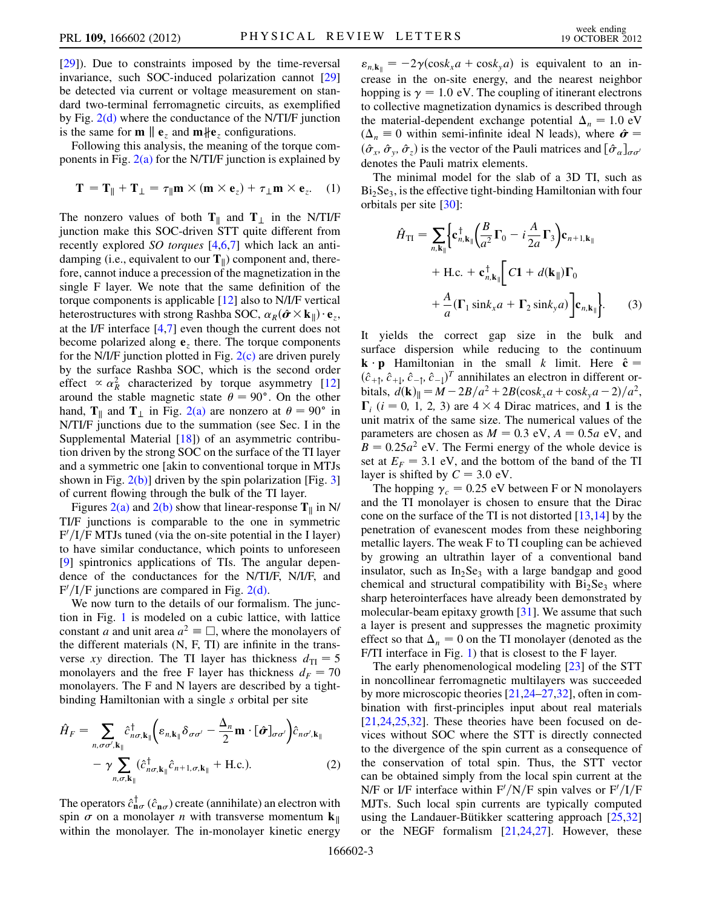[29]). Due to constraints imposed by the time-reversal invariance, such SOC-induced polarization cannot [29] be detected via current or voltage measurement on standard two-terminal ferromagnetic circuits, as exemplified by Fig. 2(d) where the conductance of the N/TI/F junction is the same for $\mathbf{m} \parallel \mathbf{e}_z$ and $\mathbf{m} \nparallel \mathbf{e}_z$ configurations.

Following this analysis, the meaning of the torque components in Fig. 2(a) for the N/TI/F junction is explained by

$$\mathbf{T} = \mathbf{T}_\parallel + \mathbf{T}_\perp = \tau_\parallel \mathbf{m} \times (\mathbf{m} \times \mathbf{e}_z) + \tau_\perp \mathbf{m} \times \mathbf{e}_z. \quad (1)$$

The nonzero values of both $\mathbf{T}_\parallel$ and $\mathbf{T}_\perp$ in the N/TI/F junction make this SOC-driven STT quite different from recently explored *SO torques* [4,6,7] which lack an antidamping (i.e., equivalent to our $\mathbf{T}_\parallel$) component and, therefore, cannot induce a precession of the magnetization in the single F layer. We note that the same definition of the torque components is applicable [12] also to N/I/F vertical heterostructures with strong Rashba SOC, $\alpha_R(\hat{\boldsymbol{\sigma}} \times \mathbf{k}_\parallel) \cdot \mathbf{e}_z$, at the I/F interface [4,7] even though the current does not become polarized along $\mathbf{e}_z$ there. The torque components for the N/I/F junction plotted in Fig. 2(c) are driven purely by the surface Rashba SOC, which is the second order effect $\propto \alpha_R^2$ characterized by torque asymmetry [12] around the stable magnetic state $\theta = 90°$. On the other hand, $\mathbf{T}_\parallel$ and $\mathbf{T}_\perp$ in Fig. 2(a) are nonzero at $\theta = 90°$ in N/TI/F junctions due to the summation (see Sec. I in the Supplemental Material [18]) of an asymmetric contribution driven by the strong SOC on the surface of the TI layer and a symmetric one [akin to conventional torque in MTJs shown in Fig. 2(b)] driven by the spin polarization [Fig. 3] of current flowing through the bulk of the TI layer.

Figures 2(a) and 2(b) show that linear-response $\mathbf{T}_\parallel$ in N/TI/F junctions is comparable to the one in symmetric F$'$/I/F MTJs tuned (via the on-site potential in the I layer) to have similar conductance, which points to unforeseen [9] spintronics applications of TIs. The angular dependence of the conductances for the N/TI/F, N/I/F, and F$'$/I/F junctions are compared in Fig. 2(d).

We now turn to the details of our formalism. The junction in Fig. 1 is modeled on a cubic lattice, with lattice constant $a$ and unit area $a^2 \equiv \square$, where the monolayers of the different materials (N, F, TI) are infinite in the transverse $xy$ direction. The TI layer has thickness $d_{\rm TI} = 5$ monolayers and the free F layer has thickness $d_F = 70$ monolayers. The F and N layers are described by a tight-binding Hamiltonian with a single $s$ orbital per site

$$\hat{H}_F = \sum_{n,\sigma\sigma',\mathbf{k}_\parallel} \hat{c}^\dagger_{n\sigma,\mathbf{k}_\parallel}\left(\varepsilon_{n,\mathbf{k}_\parallel}\delta_{\sigma\sigma'} - \frac{\Delta_n}{2}\mathbf{m}\cdot[\hat{\boldsymbol{\sigma}}]_{\sigma\sigma'}\right)\hat{c}_{n\sigma',\mathbf{k}_\parallel} - \gamma \sum_{n,\sigma,\mathbf{k}_\parallel}(\hat{c}^\dagger_{n\sigma,\mathbf{k}_\parallel}\hat{c}_{n+1,\sigma,\mathbf{k}_\parallel} + \text{H.c.}). \quad (2)$$

The operators $\hat{c}^\dagger_{\mathbf{n}\sigma}$ ($\hat{c}_{\mathbf{n}\sigma}$) create (annihilate) an electron with spin $\sigma$ on a monolayer $n$ with transverse momentum $\mathbf{k}_\parallel$ within the monolayer. The in-monolayer kinetic energy $\varepsilon_{n,\mathbf{k}_\parallel} = -2\gamma(\cos k_x a + \cos k_y a)$ is equivalent to an increase in the on-site energy, and the nearest neighbor hopping is $\gamma = 1.0$ eV. The coupling of itinerant electrons to collective magnetization dynamics is described through the material-dependent exchange potential $\Delta_n = 1.0$ eV ($\Delta_n \equiv 0$ within semi-infinite ideal N leads), where $\hat{\boldsymbol{\sigma}} = (\hat{\sigma}_x, \hat{\sigma}_y, \hat{\sigma}_z)$ is the vector of the Pauli matrices and $[\hat{\sigma}_\alpha]_{\sigma\sigma'}$ denotes the Pauli matrix elements.

The minimal model for the slab of a 3D TI, such as $Bi_2Se_3$, is the effective tight-binding Hamiltonian with four orbitals per site [30]:

$$\hat{H}_{\rm TI} = \sum_{n,\mathbf{k}_\parallel}\left\{\mathbf{c}^\dagger_{n,\mathbf{k}_\parallel}\left(\frac{B}{a^2}\boldsymbol{\Gamma}_0 - i\frac{A}{2a}\boldsymbol{\Gamma}_3\right)\mathbf{c}_{n+1,\mathbf{k}_\parallel} + \text{H.c.} + \mathbf{c}^\dagger_{n,\mathbf{k}_\parallel}\left[C\mathbf{1} + d(\mathbf{k})_\parallel\boldsymbol{\Gamma}_0 + \frac{A}{a}(\boldsymbol{\Gamma}_1 \sin k_x a + \boldsymbol{\Gamma}_2 \sin k_y a)\right]\mathbf{c}_{n,\mathbf{k}_\parallel}\right\}. \quad (3)$$

It yields the correct gap size in the bulk and surface dispersion while reducing to the continuum $\mathbf{k}\cdot\mathbf{p}$ Hamiltonian in the small $k$ limit. Here $\hat{\mathbf{c}} = (\hat{c}_{+\uparrow}, \hat{c}_{+\downarrow}, \hat{c}_{-\uparrow}, \hat{c}_{-\downarrow})^T$ annihilates an electron in different orbitals, $d(\mathbf{k})_\parallel = M - 2B/a^2 + 2B(\cos k_x a + \cos k_y a - 2)/a^2$, $\boldsymbol{\Gamma}_i$ ($i = 0, 1, 2, 3$) are $4\times 4$ Dirac matrices, and $\mathbf{1}$ is the unit matrix of the same size. The numerical values of the parameters are chosen as $M = 0.3$ eV, $A = 0.5a$ eV, and $B = 0.25a^2$ eV. The Fermi energy of the whole device is set at $E_F = 3.1$ eV, and the bottom of the band of the TI layer is shifted by $C = 3.0$ eV.

The hopping $\gamma_c = 0.25$ eV between F or N monolayers and the TI monolayer is chosen to ensure that the Dirac cone on the surface of the TI is not distorted [13,14] by the penetration of evanescent modes from these neighboring metallic layers. The weak F to TI coupling can be achieved by growing an ultrathin layer of a conventional band insulator, such as $In_2Se_3$ with a large bandgap and good chemical and structural compatibility with $Bi_2Se_3$ where sharp heterointerfaces have already been demonstrated by molecular-beam epitaxy growth [31]. We assume that such a layer is present and suppresses the magnetic proximity effect so that $\Delta_n = 0$ on the TI monolayer (denoted as the F/TI interface in Fig. 1) that is closest to the F layer.

The early phenomenological modeling [23] of the STT in noncollinear ferromagnetic multilayers was succeeded by more microscopic theories [21,24–27,32], often in combination with first-principles input about real materials [21,24,25,32]. These theories have been focused on devices without SOC where the STT is directly connected to the divergence of the spin current as a consequence of the conservation of total spin. Thus, the STT vector can be obtained simply from the local spin current at the N/F or I/F interface within F$'$/N/F spin valves or F$'$/I/F MJTs. Such local spin currents are typically computed using the Landauer-Büttiker scattering approach [25,32] or the NEGF formalism [21,24,27]. However, these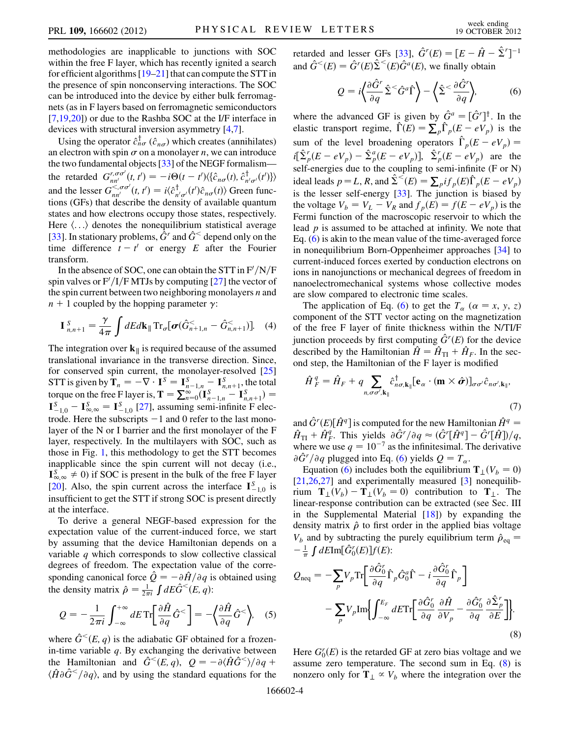methodologies are inapplicable to junctions with SOC within the free F layer, which has recently ignited a search for efficient algorithms [19–21] that can compute the STT in the presence of spin nonconserving interactions. The SOC can be introduced into the device by either bulk ferromagnets (as in F layers based on ferromagnetic semiconductors [7,19,20]) or due to the Rashba SOC at the I/F interface in devices with structural inversion asymmetry [4,7].

Using the operator $\hat{c}^\dagger_{n\sigma}$ ($\hat{c}_{n\sigma}$) which creates (annihilates) an electron with spin $\sigma$ on a monolayer $n$, we can introduce the two fundamental objects [33] of the NEGF formalism—the retarded $G^{r,\sigma\sigma'}_{nn'}(t,t') = -i\Theta(t-t')\langle\{\hat{c}_{n\sigma}(t), \hat{c}^\dagger_{n'\sigma'}(t')\}\rangle$ and the lesser $G^{<,\sigma\sigma'}_{nn'}(t,t') = i\langle\hat{c}^\dagger_{n'\sigma'}(t')\hat{c}_{n\sigma}(t)\rangle$ Green functions (GFs) that describe the density of available quantum states and how electrons occupy those states, respectively. Here $\langle\ldots\rangle$ denotes the nonequilibrium statistical average [33]. In stationary problems, $\hat{G}^r$ and $\hat{G}^<$ depend only on the time difference $t-t'$ or energy $E$ after the Fourier transform.

In the absence of SOC, one can obtain the STT in F$'$/N/F spin valves or F$'$/I/F MTJs by computing [27] the vector of the spin current between two neighboring monolayers $n$ and $n+1$ coupled by the hopping parameter $\gamma$:

$$\mathbf{I}^S_{n,n+1} = \frac{\gamma}{4\pi}\int dE d\mathbf{k}_\parallel \, \mathrm{Tr}_\sigma[\boldsymbol{\sigma}(\hat{G}^<_{n+1,n} - \hat{G}^<_{n,n+1})]. \quad (4)$$

The integration over $\mathbf{k}_\parallel$ is required because of the assumed translational invariance in the transverse direction. Since, for conserved spin current, the monolayer-resolved [25] STT is given by $\mathbf{T}_n = -\nabla\cdot\mathbf{I}^S = \mathbf{I}^S_{n-1,n} - \mathbf{I}^S_{n,n+1}$, the total torque on the free F layer is, $\mathbf{T} = \sum_{n=0}^\infty(\mathbf{I}^S_{n-1,n} - \mathbf{I}^S_{n,n+1}) = \mathbf{I}^S_{-1,0} - \mathbf{I}^S_{\infty,\infty} = \mathbf{I}^S_{-1,0}$ [27], assuming semi-infinite F electrode. Here the subscripts $-1$ and $0$ refer to the last monolayer of the N or I barrier and the first monolayer of the F layer, respectively. In the multilayers with SOC, such as those in Fig. 1, this methodology to get the STT becomes inapplicable since the spin current will not decay (i.e., $\mathbf{I}^S_{\infty,\infty} \neq 0$) if SOC is present in the bulk of the free F layer [20]. Also, the spin current across the interface $\mathbf{I}^S_{-1,0}$ is insufficient to get the STT if strong SOC is present directly at the interface.

To derive a general NEGF-based expression for the expectation value of the current-induced force, we start by assuming that the device Hamiltonian depends on a variable $q$ which corresponds to slow collective classical degrees of freedom. The expectation value of the corresponding canonical force $\hat{Q} = -\partial\hat{H}/\partial q$ is obtained using the density matrix $\hat{\rho} = \frac{1}{2\pi i}\int dE\hat{G}^<(E,q)$:

$$Q = -\frac{1}{2\pi i}\int_{-\infty}^{+\infty} dE \, \mathrm{Tr}\left[\frac{\partial\hat{H}}{\partial q}\hat{G}^<\right] = -\left\langle\frac{\partial\hat{H}}{\partial q}\hat{G}^<\right\rangle, \quad (5)$$

where $\hat{G}^<(E,q)$ is the adiabatic GF obtained for a frozen-in-time variable $q$. By exchanging the derivative between the Hamiltonian and $\hat{G}^<(E,q)$, $Q = -\partial\langle\hat{H}\hat{G}^<\rangle/\partial q + \langle\hat{H}\partial\hat{G}^</\partial q\rangle$, and by using the standard equations for the retarded and lesser GFs [33], $\hat{G}^r(E) = [E - \hat{H} - \hat{\Sigma}^r]^{-1}$ and $\hat{G}^<(E) = \hat{G}^r(E)\hat{\Sigma}^<(E)\hat{G}^a(E)$, we finally obtain

$$Q = i\left\langle\frac{\partial\hat{G}^r}{\partial q}\hat{\Sigma}^<\hat{G}^a\hat{\Gamma}\right\rangle - \left\langle\hat{\Sigma}^<\frac{\partial\hat{G}^r}{\partial q}\right\rangle, \quad (6)$$

where the advanced GF is given by $\hat{G}^a = [\hat{G}^r]^\dagger$. In the elastic transport regime, $\hat{\Gamma}(E) = \sum_p\hat{\Gamma}_p(E - eV_p)$ is the sum of the level broadening operators $\hat{\Gamma}_p(E - eV_p) = i[\hat{\Sigma}^r_p(E-eV_p) - \hat{\Sigma}^a_p(E-eV_p)]$, $\hat{\Sigma}^r_p(E - eV_p)$ are the self-energies due to the coupling to semi-infinite (F or N) ideal leads $p = L, R$, and $\hat{\Sigma}^<(E) = \sum_p if_p(E)\hat{\Gamma}_p(E - eV_p)$ is the lesser self-energy [33]. The junction is biased by the voltage $V_b = V_L - V_R$ and $f_p(E) = f(E - eV_p)$ is the Fermi function of the macroscopic reservoir to which the lead $p$ is assumed to be attached at infinity. We note that Eq. (6) is akin to the mean value of the time-averaged force in nonequilibrium Born-Oppenheimer approaches [34] to current-induced forces exerted by conduction electrons on ions in nanojunctions or mechanical degrees of freedom in nanoelectromechanical systems whose collective modes are slow compared to electronic time scales.

The application of Eq. (6) to get the $T_\alpha$ ($\alpha = x, y, z$) component of the STT vector acting on the magnetization of the free F layer of finite thickness within the N/TI/F junction proceeds by first computing $\hat{G}^r(E)$ for the device described by the Hamiltonian $\hat{H} = \hat{H}_{\rm TI} + \hat{H}_F$. In the second step, the Hamiltonian of the F layer is modified

$$\hat{H}^q_F = \hat{H}_F + q\sum_{n,\sigma\sigma',\mathbf{k}_\parallel}\hat{c}^\dagger_{n\sigma,\mathbf{k}_\parallel}[\mathbf{e}_\alpha\cdot(\mathbf{m}\times\hat{\boldsymbol{\sigma}})]_{\sigma\sigma'}\hat{c}_{n\sigma',\mathbf{k}_\parallel}, \quad (7)$$

and $\hat{G}^r(E)[\hat{H}^q]$ is computed for the new Hamiltonian $\hat{H}^q = \hat{H}_{\rm TI} + \hat{H}^q_F$. This yields $\partial\hat{G}^r/\partial q \approx (\hat{G}^r[\hat{H}^q] - \hat{G}^r[\hat{H}])/q$, where we use $q = 10^{-7}$ as the infinitesimal. The derivative $\partial\hat{G}^r/\partial q$ plugged into Eq. (6) yields $Q = T_\alpha$.

Equation (6) includes both the equilibrium $\mathbf{T}_\perp(V_b = 0)$ [21,26,27] and experimentally measured [3] nonequilibrium $\mathbf{T}_\perp(V_b) - \mathbf{T}_\perp(V_b = 0)$ contribution to $\mathbf{T}_\perp$. The linear-response contribution can be extracted (see Sec. III in the Supplemental Material [18]) by expanding the density matrix $\hat{\rho}$ to first order in the applied bias voltage $V_b$ and by subtracting the purely equilibrium term $\hat{\rho}_{\rm eq} = -\frac{1}{\pi}\int dE \mathrm{Im}[\hat{G}^r_0(E)]f(E)$:

$$Q_{\rm neq} = -\sum_p V_p \mathrm{Tr}\left[\frac{\partial\hat{G}^r_0}{\partial q}\hat{\Gamma}_p\hat{G}^a_0\hat{\Gamma} - i\frac{\partial\hat{G}^r_0}{\partial q}\hat{\Gamma}_p\right] - \sum_p V_p \mathrm{Im}\left\{\int_{-\infty}^{E_F} dE \, \mathrm{Tr}\left[\frac{\partial\hat{G}^r_0}{\partial q}\frac{\partial\hat{H}}{\partial V_p} - \frac{\partial\hat{G}^r_0}{\partial q}\frac{\partial\hat{\Sigma}^r_p}{\partial E}\right]\right\}. \quad (8)$$

Here $G^r_0(E)$ is the retarded GF at zero bias voltage and we assume zero temperature. The second sum in Eq. (8) is nonzero only for $\mathbf{T}_\perp \propto V_b$ where the integration over the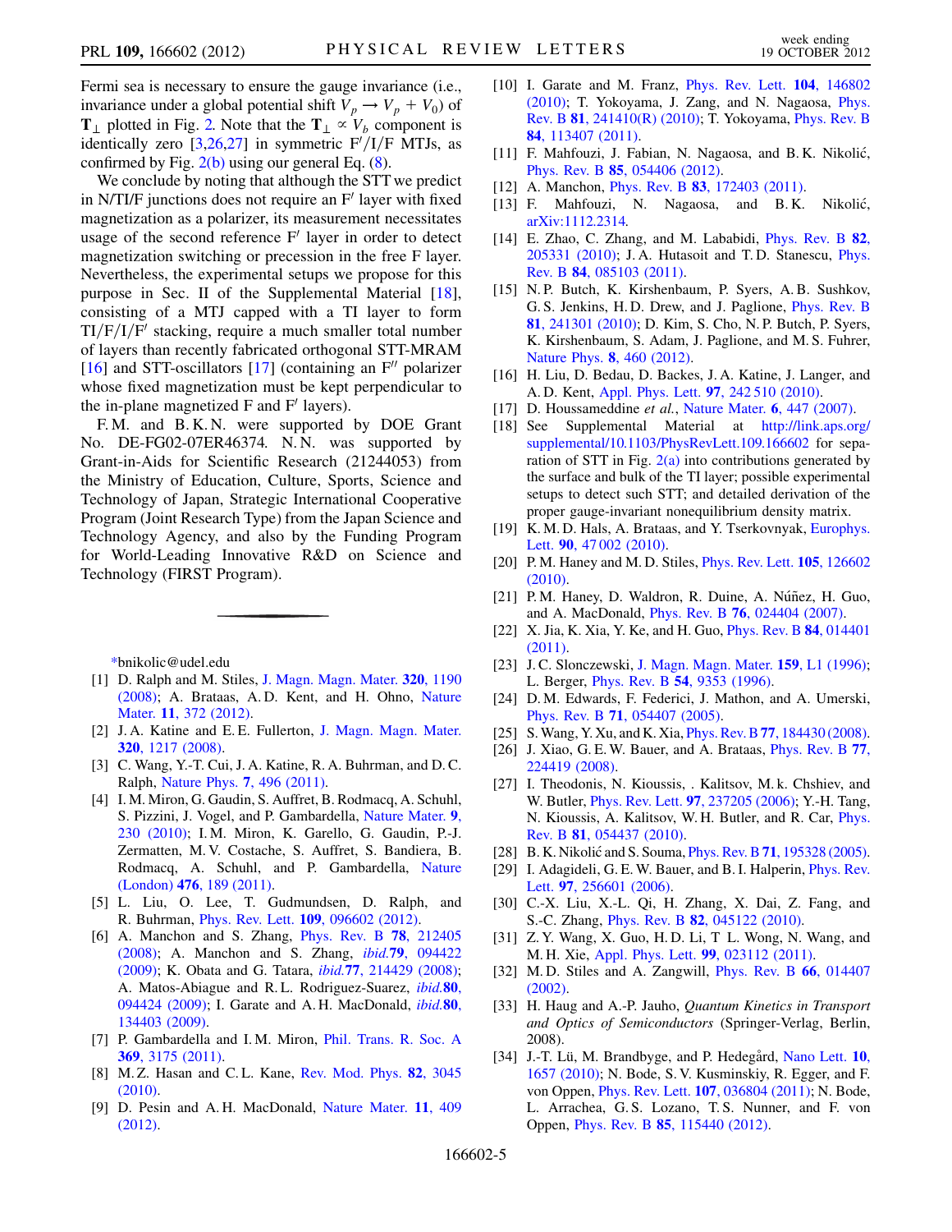Fermi sea is necessary to ensure the gauge invariance (i.e., invariance under a global potential shift $V_p \to V_p + V_0$) of $\mathbf{T}_\perp$ plotted in Fig. 2. Note that the $\mathbf{T}_\perp \propto V_b$ component is identically zero [3,26,27] in symmetric F′/I/F MTJs, as confirmed by Fig. 2(b) using our general Eq. (8).

We conclude by noting that although the STT we predict in N/TI/F junctions does not require an F′ layer with fixed magnetization as a polarizer, its measurement necessitates usage of the second reference F′ layer in order to detect magnetization switching or precession in the free F layer. Nevertheless, the experimental setups we propose for this purpose in Sec. II of the Supplemental Material [18], consisting of a MTJ capped with a TI layer to form TI/F/I/F′ stacking, require a much smaller total number of layers than recently fabricated orthogonal STT-MRAM [16] and STT-oscillators [17] (containing an F″ polarizer whose fixed magnetization must be kept perpendicular to the in-plane magnetized F and F′ layers).

F. M. and B. K. N. were supported by DOE Grant No. DE-FG02-07ER46374. N. N. was supported by Grant-in-Aids for Scientific Research (21244053) from the Ministry of Education, Culture, Sports, Science and Technology of Japan, Strategic International Cooperative Program (Joint Research Type) from the Japan Science and Technology Agency, and also by the Funding Program for World-Leading Innovative R&D on Science and Technology (FIRST Program).

---

*bnikolic@udel.edu

[1] D. Ralph and M. Stiles, J. Magn. Magn. Mater. **320**, 1190 (2008); A. Brataas, A. D. Kent, and H. Ohno, Nature Mater. **11**, 372 (2012).

[2] J. A. Katine and E. E. Fullerton, J. Magn. Magn. Mater. **320**, 1217 (2008).

[3] C. Wang, Y.-T. Cui, J. A. Katine, R. A. Buhrman, and D. C. Ralph, Nature Phys. **7**, 496 (2011).

[4] I. M. Miron, G. Gaudin, S. Auffret, B. Rodmacq, A. Schuhl, S. Pizzini, J. Vogel, and P. Gambardella, Nature Mater. **9**, 230 (2010); I. M. Miron, K. Garello, G. Gaudin, P.-J. Zermatten, M. V. Costache, S. Auffret, S. Bandiera, B. Rodmacq, A. Schuhl, and P. Gambardella, Nature (London) **476**, 189 (2011).

[5] L. Liu, O. Lee, T. Gudmundsen, D. Ralph, and R. Buhrman, Phys. Rev. Lett. **109**, 096602 (2012).

[6] A. Manchon and S. Zhang, Phys. Rev. B **78**, 212405 (2008); A. Manchon and S. Zhang, *ibid.* **79**, 094422 (2009); K. Obata and G. Tatara, *ibid.* **77**, 214429 (2008); A. Matos-Abiague and R. L. Rodriguez-Suarez, *ibid.* **80**, 094424 (2009); I. Garate and A. H. MacDonald, *ibid.* **80**, 134403 (2009).

[7] P. Gambardella and I. M. Miron, Phil. Trans. R. Soc. A **369**, 3175 (2011).

[8] M. Z. Hasan and C. L. Kane, Rev. Mod. Phys. **82**, 3045 (2010).

[9] D. Pesin and A. H. MacDonald, Nature Mater. **11**, 409 (2012).

[10] I. Garate and M. Franz, Phys. Rev. Lett. **104**, 146802 (2010); T. Yokoyama, J. Zang, and N. Nagaosa, Phys. Rev. B **81**, 241410(R) (2010); T. Yokoyama, Phys. Rev. B **84**, 113407 (2011).

[11] F. Mahfouzi, J. Fabian, N. Nagaosa, and B. K. Nikolić, Phys. Rev. B **85**, 054406 (2012).

[12] A. Manchon, Phys. Rev. B **83**, 172403 (2011).

[13] F. Mahfouzi, N. Nagaosa, and B. K. Nikolić, arXiv:1112.2314.

[14] E. Zhao, C. Zhang, and M. Lababidi, Phys. Rev. B **82**, 205331 (2010); J. A. Hutasoit and T. D. Stanescu, Phys. Rev. B **84**, 085103 (2011).

[15] N. P. Butch, K. Kirshenbaum, P. Syers, A. B. Sushkov, G. S. Jenkins, H. D. Drew, and J. Paglione, Phys. Rev. B **81**, 241301 (2010); D. Kim, S. Cho, N. P. Butch, P. Syers, K. Kirshenbaum, S. Adam, J. Paglione, and M. S. Fuhrer, Nature Phys. **8**, 460 (2012).

[16] H. Liu, D. Bedau, D. Backes, J. A. Katine, J. Langer, and A. D. Kent, Appl. Phys. Lett. **97**, 242 510 (2010).

[17] D. Houssameddine *et al.*, Nature Mater. **6**, 447 (2007).

[18] See Supplemental Material at http://link.aps.org/supplemental/10.1103/PhysRevLett.109.166602 for separation of STT in Fig. 2(a) into contributions generated by the surface and bulk of the TI layer; possible experimental setups to detect such STT; and detailed derivation of the proper gauge-invariant nonequilibrium density matrix.

[19] K. M. D. Hals, A. Brataas, and Y. Tserkovnyak, Europhys. Lett. **90**, 47 002 (2010).

[20] P. M. Haney and M. D. Stiles, Phys. Rev. Lett. **105**, 126602 (2010).

[21] P. M. Haney, D. Waldron, R. Duine, A. Núñez, H. Guo, and A. MacDonald, Phys. Rev. B **76**, 024404 (2007).

[22] X. Jia, K. Xia, Y. Ke, and H. Guo, Phys. Rev. B **84**, 014401 (2011).

[23] J. C. Slonczewski, J. Magn. Magn. Mater. **159**, L1 (1996); L. Berger, Phys. Rev. B **54**, 9353 (1996).

[24] D. M. Edwards, F. Federici, J. Mathon, and A. Umerski, Phys. Rev. B **71**, 054407 (2005).

[25] S. Wang, Y. Xu, and K. Xia, Phys. Rev. B **77**, 184430 (2008).

[26] J. Xiao, G. E. W. Bauer, and A. Brataas, Phys. Rev. B **77**, 224419 (2008).

[27] I. Theodonis, N. Kioussis, . Kalitsov, M. k. Chshiev, and W. Butler, Phys. Rev. Lett. **97**, 237205 (2006); Y.-H. Tang, N. Kioussis, A. Kalitsov, W. H. Butler, and R. Car, Phys. Rev. B **81**, 054437 (2010).

[28] B. K. Nikolić and S. Souma, Phys. Rev. B **71**, 195328 (2005).

[29] I. Adagideli, G. E. W. Bauer, and B. I. Halperin, Phys. Rev. Lett. **97**, 256601 (2006).

[30] C.-X. Liu, X.-L. Qi, H. Zhang, X. Dai, Z. Fang, and S.-C. Zhang, Phys. Rev. B **82**, 045122 (2010).

[31] Z. Y. Wang, X. Guo, H. D. Li, T L. Wong, N. Wang, and M. H. Xie, Appl. Phys. Lett. **99**, 023112 (2011).

[32] M. D. Stiles and A. Zangwill, Phys. Rev. B **66**, 014407 (2002).

[33] H. Haug and A.-P. Jauho, *Quantum Kinetics in Transport and Optics of Semiconductors* (Springer-Verlag, Berlin, 2008).

[34] J.-T. Lü, M. Brandbyge, and P. Hedegård, Nano Lett. **10**, 1657 (2010); N. Bode, S. V. Kusminskiy, R. Egger, and F. von Oppen, Phys. Rev. Lett. **107**, 036804 (2011); N. Bode, L. Arrachea, G. S. Lozano, T. S. Nunner, and F. von Oppen, Phys. Rev. B **85**, 115440 (2012).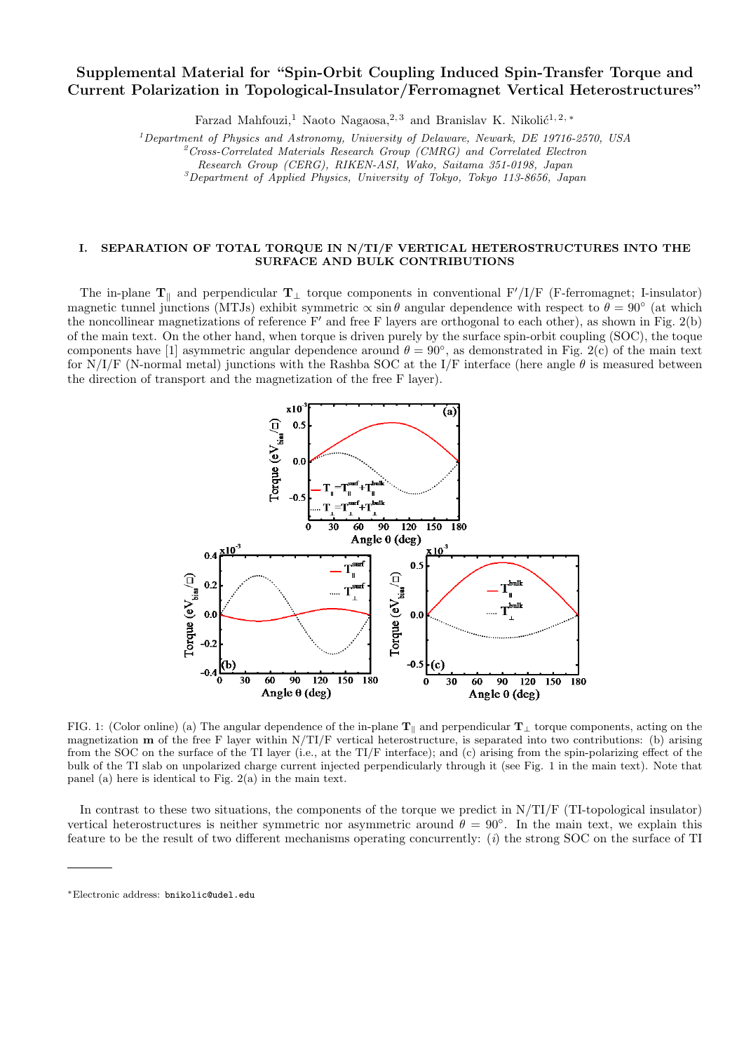# Supplemental Material for "Spin-Orbit Coupling Induced Spin-Transfer Torque and Current Polarization in Topological-Insulator/Ferromagnet Vertical Heterostructures"

Farzad Mahfouzi,[1] Naoto Nagaosa,[2,3] and Branislav K. Nikolić[1,2,*]

[1]*Department of Physics and Astronomy, University of Delaware, Newark, DE 19716-2570, USA*
[2]*Cross-Correlated Materials Research Group (CMRG) and Correlated Electron Research Group (CERG), RIKEN-ASI, Wako, Saitama 351-0198, Japan*
[3]*Department of Applied Physics, University of Tokyo, Tokyo 113-8656, Japan*

## I. SEPARATION OF TOTAL TORQUE IN N/TI/F VERTICAL HETEROSTRUCTURES INTO THE SURFACE AND BULK CONTRIBUTIONS

The in-plane $\mathbf{T}_\parallel$ and perpendicular $\mathbf{T}_\perp$ torque components in conventional F′/I/F (F-ferromagnet; I-insulator) magnetic tunnel junctions (MTJs) exhibit symmetric $\propto \sin\theta$ angular dependence with respect to $\theta = 90^\circ$ (at which the noncollinear magnetizations of reference F′ and free F layers are orthogonal to each other), as shown in Fig. 2(b) of the main text. On the other hand, when torque is driven purely by the surface spin-orbit coupling (SOC), the toque components have [1] asymmetric angular dependence around $\theta = 90^\circ$, as demonstrated in Fig. 2(c) of the main text for N/I/F (N-normal metal) junctions with the Rashba SOC at the I/F interface (here angle $\theta$ is measured between the direction of transport and the magnetization of the free F layer).

FIG. 1: (Color online) (a) The angular dependence of the in-plane $\mathbf{T}_\parallel$ and perpendicular $\mathbf{T}_\perp$ torque components, acting on the magnetization $\mathbf{m}$ of the free F layer within N/TI/F vertical heterostructure, is separated into two contributions: (b) arising from the SOC on the surface of the TI layer (i.e., at the TI/F interface); and (c) arising from the spin-polarizing effect of the bulk of the TI slab on unpolarized charge current injected perpendicularly through it (see Fig. 1 in the main text). Note that panel (a) here is identical to Fig. 2(a) in the main text.

In contrast to these two situations, the components of the torque we predict in N/TI/F (TI-topological insulator) vertical heterostructures is neither symmetric nor asymmetric around $\theta = 90^\circ$. In the main text, we explain this feature to be the result of two different mechanisms operating concurrently: (*i*) the strong SOC on the surface of TI

*Electronic address: bnikolic@udel.edu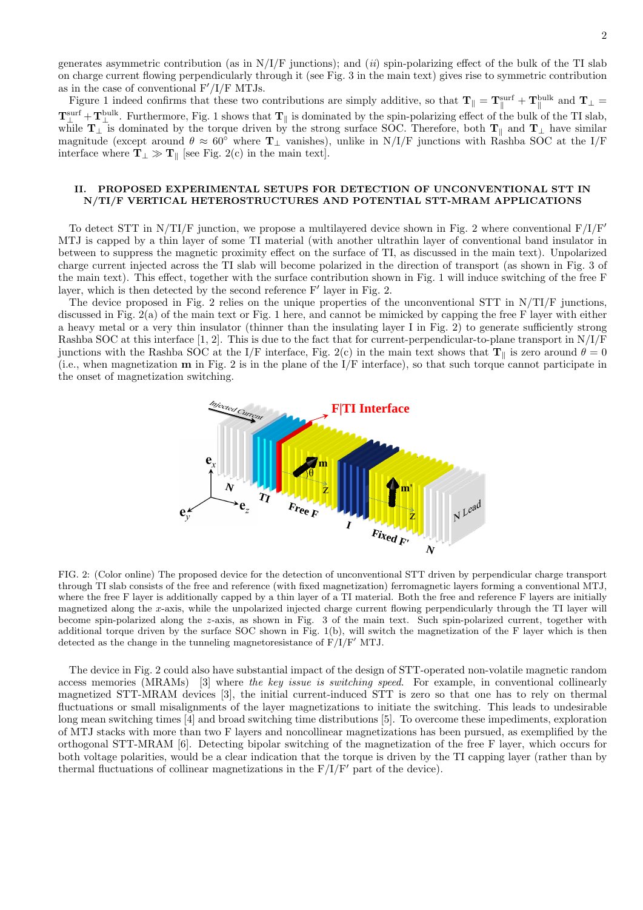generates asymmetric contribution (as in N/I/F junctions); and (*ii*) spin-polarizing effect of the bulk of the TI slab on charge current flowing perpendicularly through it (see Fig. 3 in the main text) gives rise to symmetric contribution as in the case of conventional F′/I/F MTJs.

Figure 1 indeed confirms that these two contributions are simply additive, so that $\mathbf{T}_\parallel = \mathbf{T}_\parallel^{\rm surf} + \mathbf{T}_\parallel^{\rm bulk}$ and $\mathbf{T}_\perp = \mathbf{T}_\perp^{\rm surf} + \mathbf{T}_\perp^{\rm bulk}$. Furthermore, Fig. 1 shows that $\mathbf{T}_\parallel$ is dominated by the spin-polarizing effect of the bulk of the TI slab, while $\mathbf{T}_\perp$ is dominated by the torque driven by the strong surface SOC. Therefore, both $\mathbf{T}_\parallel$ and $\mathbf{T}_\perp$ have similar magnitude (except around $\theta \approx 60^\circ$ where $\mathbf{T}_\perp$ vanishes), unlike in N/I/F junctions with Rashba SOC at the I/F interface where $\mathbf{T}_\perp \gg \mathbf{T}_\parallel$ [see Fig. 2(c) in the main text].

## II. PROPOSED EXPERIMENTAL SETUPS FOR DETECTION OF UNCONVENTIONAL STT IN N/TI/F VERTICAL HETEROSTRUCTURES AND POTENTIAL STT-MRAM APPLICATIONS

To detect STT in N/TI/F junction, we propose a multilayered device shown in Fig. 2 where conventional F/I/F′ MTJ is capped by a thin layer of some TI material (with another ultrathin layer of conventional band insulator in between to suppress the magnetic proximity effect on the surface of TI, as discussed in the main text). Unpolarized charge current injected across the TI slab will become polarized in the direction of transport (as shown in Fig. 3 of the main text). This effect, together with the surface contribution shown in Fig. 1 will induce switching of the free F layer, which is then detected by the second reference F′ layer in Fig. 2.

The device proposed in Fig. 2 relies on the unique properties of the unconventional STT in N/TI/F junctions, discussed in Fig. 2(a) of the main text or Fig. 1 here, and cannot be mimicked by capping the free F layer with either a heavy metal or a very thin insulator (thinner than the insulating layer I in Fig. 2) to generate sufficiently strong Rashba SOC at this interface [1, 2]. This is due to the fact that for current-perpendicular-to-plane transport in N/I/F junctions with the Rashba SOC at the I/F interface, Fig. 2(c) in the main text shows that $\mathbf{T}_\parallel$ is zero around $\theta = 0$ (i.e., when magnetization $\mathbf{m}$ in Fig. 2 is in the plane of the I/F interface), so that such torque cannot participate in the onset of magnetization switching.

FIG. 2: (Color online) The proposed device for the detection of unconventional STT driven by perpendicular charge transport through TI slab consists of the free and reference (with fixed magnetization) ferromagnetic layers forming a conventional MTJ, where the free F layer is additionally capped by a thin layer of a TI material. Both the free and reference F layers are initially magnetized along the $x$-axis, while the unpolarized injected charge current flowing perpendicularly through the TI layer will become spin-polarized along the $z$-axis, as shown in Fig. 3 of the main text. Such spin-polarized current, together with additional torque driven by the surface SOC shown in Fig. 1(b), will switch the magnetization of the F layer which is then detected as the change in the tunneling magnetoresistance of F/I/F′ MTJ.

The device in Fig. 2 could also have substantial impact of the design of STT-operated non-volatile magnetic random access memories (MRAMs) [3] where *the key issue is switching speed*. For example, in conventional collinearly magnetized STT-MRAM devices [3], the initial current-induced STT is zero so that one has to rely on thermal fluctuations or small misalignments of the layer magnetizations to initiate the switching. This leads to undesirable long mean switching times [4] and broad switching time distributions [5]. To overcome these impediments, exploration of MTJ stacks with more than two F layers and noncollinear magnetizations has been pursued, as exemplified by the orthogonal STT-MRAM [6]. Detecting bipolar switching of the magnetization of the free F layer, which occurs for both voltage polarities, would be a clear indication that the torque is driven by the TI capping layer (rather than by thermal fluctuations of collinear magnetizations in the F/I/F′ part of the device).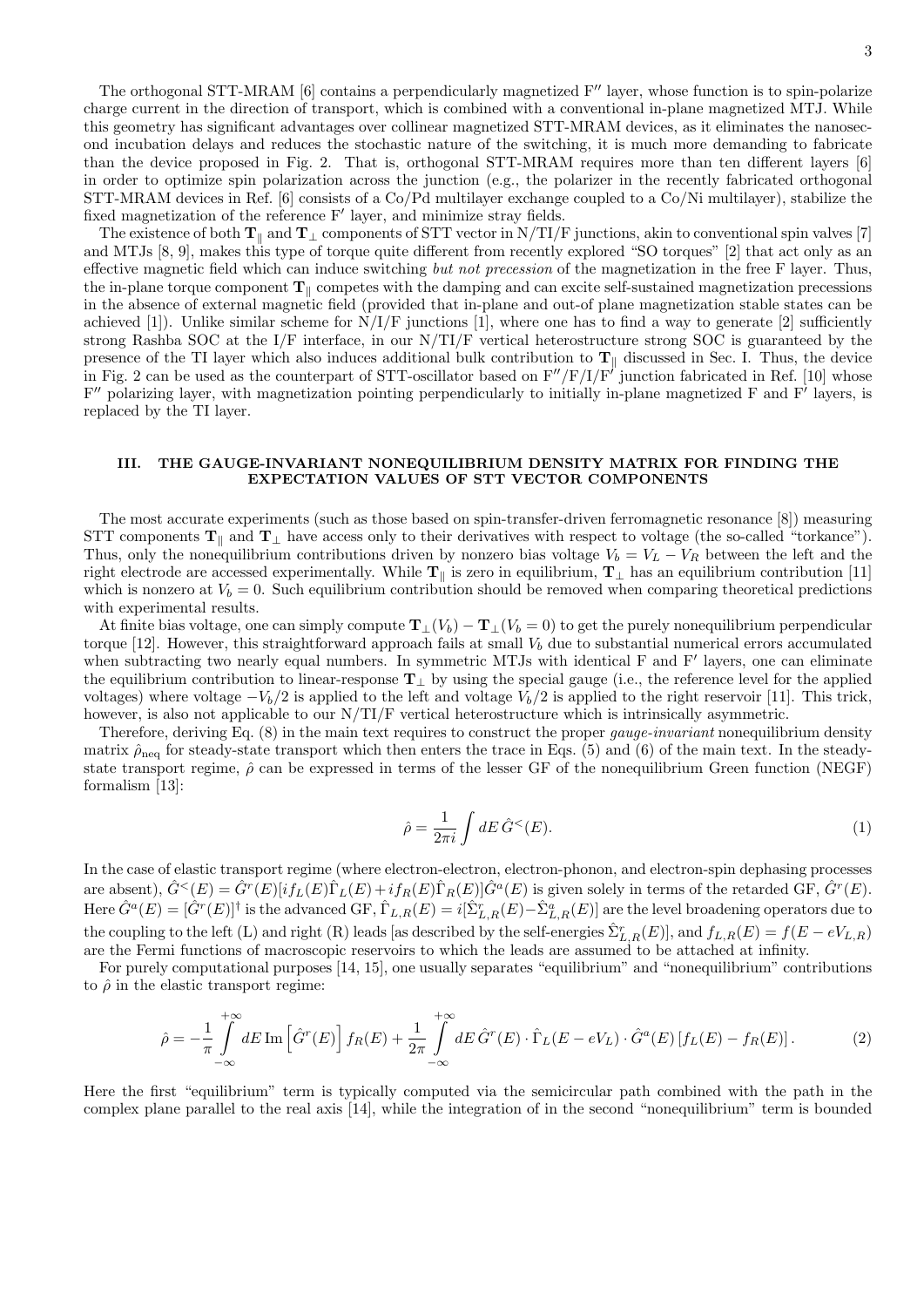The orthogonal STT-MRAM [6] contains a perpendicularly magnetized F$''$ layer, whose function is to spin-polarize charge current in the direction of transport, which is combined with a conventional in-plane magnetized MTJ. While this geometry has significant advantages over collinear magnetized STT-MRAM devices, as it eliminates the nanosecond incubation delays and reduces the stochastic nature of the switching, it is much more demanding to fabricate than the device proposed in Fig. 2. That is, orthogonal STT-MRAM requires more than ten different layers [6] in order to optimize spin polarization across the junction (e.g., the polarizer in the recently fabricated orthogonal STT-MRAM devices in Ref. [6] consists of a Co/Pd multilayer exchange coupled to a Co/Ni multilayer), stabilize the fixed magnetization of the reference F$'$ layer, and minimize stray fields.

The existence of both $\mathbf{T}_\parallel$ and $\mathbf{T}_\perp$ components of STT vector in N/TI/F junctions, akin to conventional spin valves [7] and MTJs [8, 9], makes this type of torque quite different from recently explored "SO torques" [2] that act only as an effective magnetic field which can induce switching *but not precession* of the magnetization in the free F layer. Thus, the in-plane torque component $\mathbf{T}_\parallel$ competes with the damping and can excite self-sustained magnetization precessions in the absence of external magnetic field (provided that in-plane and out-of plane magnetization stable states can be achieved [1]). Unlike similar scheme for N/I/F junctions [1], where one has to find a way to generate [2] sufficiently strong Rashba SOC at the I/F interface, in our N/TI/F vertical heterostructure strong SOC is guaranteed by the presence of the TI layer which also induces additional bulk contribution to $\mathbf{T}_\parallel$ discussed in Sec. I. Thus, the device in Fig. 2 can be used as the counterpart of STT-oscillator based on F$''$/F/I/F$'$ junction fabricated in Ref. [10] whose F$''$ polarizing layer, with magnetization pointing perpendicularly to initially in-plane magnetized F and F$'$ layers, is replaced by the TI layer.

## III. THE GAUGE-INVARIANT NONEQUILIBRIUM DENSITY MATRIX FOR FINDING THE EXPECTATION VALUES OF STT VECTOR COMPONENTS

The most accurate experiments (such as those based on spin-transfer-driven ferromagnetic resonance [8]) measuring STT components $\mathbf{T}_\parallel$ and $\mathbf{T}_\perp$ have access only to their derivatives with respect to voltage (the so-called "torkance"). Thus, only the nonequilibrium contributions driven by nonzero bias voltage $V_b = V_L - V_R$ between the left and the right electrode are accessed experimentally. While $\mathbf{T}_\parallel$ is zero in equilibrium, $\mathbf{T}_\perp$ has an equilibrium contribution [11] which is nonzero at $V_b = 0$. Such equilibrium contribution should be removed when comparing theoretical predictions with experimental results.

At finite bias voltage, one can simply compute $\mathbf{T}_\perp(V_b) - \mathbf{T}_\perp(V_b = 0)$ to get the purely nonequilibrium perpendicular torque [12]. However, this straightforward approach fails at small $V_b$ due to substantial numerical errors accumulated when subtracting two nearly equal numbers. In symmetric MTJs with identical F and F$'$ layers, one can eliminate the equilibrium contribution to linear-response $\mathbf{T}_\perp$ by using the special gauge (i.e., the reference level for the applied voltages) where voltage $-V_b/2$ is applied to the left and voltage $V_b/2$ is applied to the right reservoir [11]. This trick, however, is also not applicable to our N/TI/F vertical heterostructure which is intrinsically asymmetric.

Therefore, deriving Eq. (8) in the main text requires to construct the proper *gauge-invariant* nonequilibrium density matrix $\hat{\rho}_{\rm neq}$ for steady-state transport which then enters the trace in Eqs. (5) and (6) of the main text. In the steady-state transport regime, $\hat{\rho}$ can be expressed in terms of the lesser GF of the nonequilibrium Green function (NEGF) formalism [13]:

$$\hat{\rho} = \frac{1}{2\pi i} \int dE\, \hat{G}^<(E). \tag{1}$$

In the case of elastic transport regime (where electron-electron, electron-phonon, and electron-spin dephasing processes are absent), $\hat{G}^<(E) = \hat{G}^r(E)[i f_L(E)\hat{\Gamma}_L(E) + i f_R(E)\hat{\Gamma}_R(E)]\hat{G}^a(E)$ is given solely in terms of the retarded GF, $\hat{G}^r(E)$. Here $\hat{G}^a(E) = [\hat{G}^r(E)]^\dagger$ is the advanced GF, $\hat{\Gamma}_{L,R}(E) = i[\hat{\Sigma}^r_{L,R}(E) - \hat{\Sigma}^a_{L,R}(E)]$ are the level broadening operators due to the coupling to the left (L) and right (R) leads [as described by the self-energies $\hat{\Sigma}^r_{L,R}(E)$], and $f_{L,R}(E) = f(E - eV_{L,R})$ are the Fermi functions of macroscopic reservoirs to which the leads are assumed to be attached at infinity.

For purely computational purposes [14, 15], one usually separates "equilibrium" and "nonequilibrium" contributions to $\hat{\rho}$ in the elastic transport regime:

$$\hat{\rho} = -\frac{1}{\pi} \int\limits_{-\infty}^{+\infty} dE\, \mathrm{Im}\left[\hat{G}^r(E)\right] f_R(E) + \frac{1}{2\pi} \int\limits_{-\infty}^{+\infty} dE\, \hat{G}^r(E) \cdot \hat{\Gamma}_L(E - eV_L) \cdot \hat{G}^a(E)\left[f_L(E) - f_R(E)\right]. \tag{2}$$

Here the first "equilibrium" term is typically computed via the semicircular path combined with the path in the complex plane parallel to the real axis [14], while the integration of in the second "nonequilibrium" term is bounded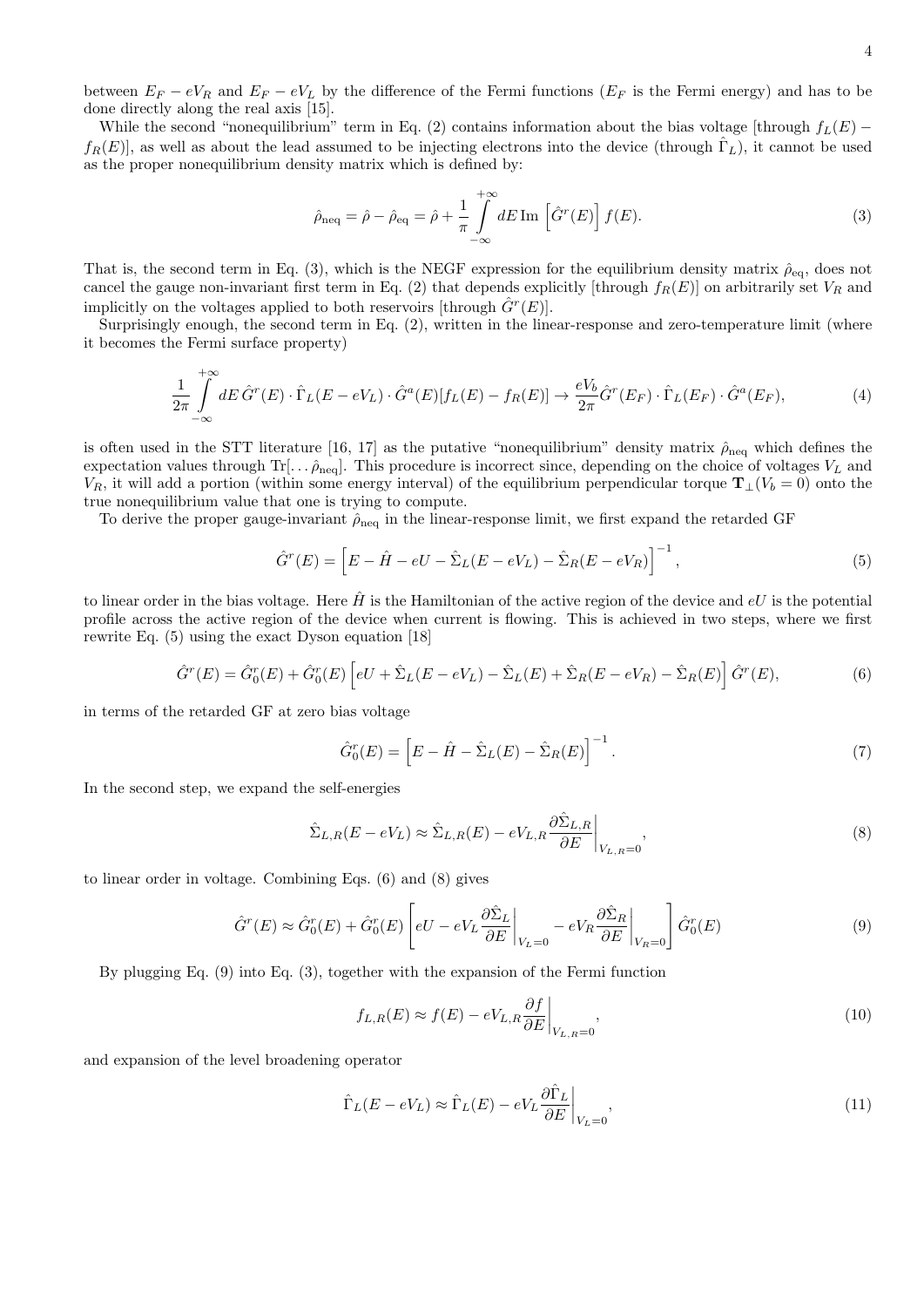between $E_F - eV_R$ and $E_F - eV_L$ by the difference of the Fermi functions ($E_F$ is the Fermi energy) and has to be done directly along the real axis [15].

While the second "nonequilibrium" term in Eq. (2) contains information about the bias voltage [through $f_L(E) - f_R(E)$], as well as about the lead assumed to be injecting electrons into the device (through $\hat{\Gamma}_L$), it cannot be used as the proper nonequilibrium density matrix which is defined by:

$$\hat{\rho}_{\rm neq} = \hat{\rho} - \hat{\rho}_{\rm eq} = \hat{\rho} + \frac{1}{\pi} \int_{-\infty}^{+\infty} dE \, {\rm Im} \left[ \hat{G}^r(E) \right] f(E). \tag{3}$$

That is, the second term in Eq. (3), which is the NEGF expression for the equilibrium density matrix $\hat{\rho}_{\rm eq}$, does not cancel the gauge non-invariant first term in Eq. (2) that depends explicitly [through $f_R(E)$] on arbitrarily set $V_R$ and implicitly on the voltages applied to both reservoirs [through $\hat{G}^r(E)$].

Surprisingly enough, the second term in Eq. (2), written in the linear-response and zero-temperature limit (where it becomes the Fermi surface property)

$$\frac{1}{2\pi} \int_{-\infty}^{+\infty} dE \, \hat{G}^r(E) \cdot \hat{\Gamma}_L(E - eV_L) \cdot \hat{G}^a(E) [f_L(E) - f_R(E)] \rightarrow \frac{eV_b}{2\pi} \hat{G}^r(E_F) \cdot \hat{\Gamma}_L(E_F) \cdot \hat{G}^a(E_F), \tag{4}$$

is often used in the STT literature [16, 17] as the putative "nonequilibrium" density matrix $\hat{\rho}_{\rm neq}$ which defines the expectation values through ${\rm Tr}[\ldots \hat{\rho}_{\rm neq}]$. This procedure is incorrect since, depending on the choice of voltages $V_L$ and $V_R$, it will add a portion (within some energy interval) of the equilibrium perpendicular torque $\mathbf{T}_\perp(V_b = 0)$ onto the true nonequilibrium value that one is trying to compute.

To derive the proper gauge-invariant $\hat{\rho}_{\rm neq}$ in the linear-response limit, we first expand the retarded GF

$$\hat{G}^r(E) = \left[ E - \hat{H} - eU - \hat{\Sigma}_L(E - eV_L) - \hat{\Sigma}_R(E - eV_R) \right]^{-1}, \tag{5}$$

to linear order in the bias voltage. Here $\hat{H}$ is the Hamiltonian of the active region of the device and $eU$ is the potential profile across the active region of the device when current is flowing. This is achieved in two steps, where we first rewrite Eq. (5) using the exact Dyson equation [18]

$$\hat{G}^r(E) = \hat{G}^r_0(E) + \hat{G}^r_0(E) \left[ eU + \hat{\Sigma}_L(E - eV_L) - \hat{\Sigma}_L(E) + \hat{\Sigma}_R(E - eV_R) - \hat{\Sigma}_R(E) \right] \hat{G}^r(E), \tag{6}$$

in terms of the retarded GF at zero bias voltage

$$\hat{G}^r_0(E) = \left[ E - \hat{H} - \hat{\Sigma}_L(E) - \hat{\Sigma}_R(E) \right]^{-1}. \tag{7}$$

In the second step, we expand the self-energies

$$\hat{\Sigma}_{L,R}(E - eV_L) \approx \hat{\Sigma}_{L,R}(E) - eV_{L,R} \left. \frac{\partial \hat{\Sigma}_{L,R}}{\partial E} \right|_{V_{L,R}=0}, \tag{8}$$

to linear order in voltage. Combining Eqs. (6) and (8) gives

$$\hat{G}^r(E) \approx \hat{G}^r_0(E) + \hat{G}^r_0(E) \left[ eU - eV_L \left. \frac{\partial \hat{\Sigma}_L}{\partial E} \right|_{V_L=0} - eV_R \left. \frac{\partial \hat{\Sigma}_R}{\partial E} \right|_{V_R=0} \right] \hat{G}^r_0(E) \tag{9}$$

By plugging Eq. (9) into Eq. (3), together with the expansion of the Fermi function

$$f_{L,R}(E) \approx f(E) - eV_{L,R} \left. \frac{\partial f}{\partial E} \right|_{V_{L,R}=0}, \tag{10}$$

and expansion of the level broadening operator

$$\hat{\Gamma}_L(E - eV_L) \approx \hat{\Gamma}_L(E) - eV_L \left. \frac{\partial \hat{\Gamma}_L}{\partial E} \right|_{V_L=0}, \tag{11}$$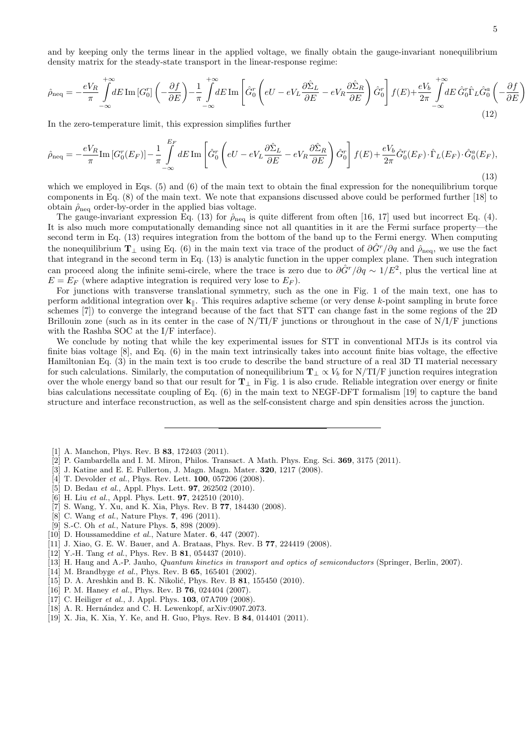and by keeping only the terms linear in the applied voltage, we finally obtain the gauge-invariant nonequilibrium density matrix for the steady-state transport in the linear-response regime:

$$\hat{\rho}_{\rm neq} = -\frac{eV_R}{\pi}\int_{-\infty}^{+\infty} dE\, {\rm Im}\,[G_0^r]\left(-\frac{\partial f}{\partial E}\right) - \frac{1}{\pi}\int_{-\infty}^{+\infty} dE\, {\rm Im}\left[\hat{G}_0^r\left(eU - eV_L\frac{\partial \hat{\Sigma}_L}{\partial E} - eV_R\frac{\partial \hat{\Sigma}_R}{\partial E}\right)\hat{G}_0^r\right] f(E) + \frac{eV_b}{2\pi}\int_{-\infty}^{+\infty} dE\, \hat{G}_0^r \hat{\Gamma}_L \hat{G}_0^a \left(-\frac{\partial f}{\partial E}\right) \tag{12}$$

In the zero-temperature limit, this expression simplifies further

$$\hat{\rho}_{\rm neq} = -\frac{eV_R}{\pi}{\rm Im}\,[G_0^r(E_F)] - \frac{1}{\pi}\int_{-\infty}^{E_F} dE\, {\rm Im}\left[\hat{G}_0^r\left(eU - eV_L\frac{\partial \hat{\Sigma}_L}{\partial E} - eV_R\frac{\partial \hat{\Sigma}_R}{\partial E}\right)\hat{G}_0^r\right] f(E) + \frac{eV_b}{2\pi}\hat{G}_0^r(E_F)\cdot\hat{\Gamma}_L(E_F)\cdot\hat{G}_0^a(E_F), \tag{13}$$

which we employed in Eqs. (5) and (6) of the main text to obtain the final expression for the nonequilibrium torque components in Eq. (8) of the main text. We note that expansions discussed above could be performed further [18] to obtain $\hat{\rho}_{\rm neq}$ order-by-order in the applied bias voltage.

The gauge-invariant expression Eq. (13) for $\hat{\rho}_{\rm neq}$ is quite different from often [16, 17] used but incorrect Eq. (4). It is also much more computationally demanding since not all quantities in it are the Fermi surface property—the second term in Eq. (13) requires integration from the bottom of the band up to the Fermi energy. When computing the nonequilibrium $\mathbf{T}_\perp$ using Eq. (6) in the main text via trace of the product of $\partial \hat{G}^r/\partial q$ and $\hat{\rho}_{\rm neq}$, we use the fact that integrand in the second term in Eq. (13) is analytic function in the upper complex plane. Then such integration can proceed along the infinite semi-circle, where the trace is zero due to $\partial \hat{G}^r/\partial q \sim 1/E^2$, plus the vertical line at $E = E_F$ (where adaptive integration is required very lose to $E_F$).

For junctions with transverse translational symmetry, such as the one in Fig. 1 of the main text, one has to perform additional integration over $\mathbf{k}_\parallel$. This requires adaptive scheme (or very dense $k$-point sampling in brute force schemes [7]) to converge the integrand because of the fact that STT can change fast in the some regions of the 2D Brillouin zone (such as in its center in the case of N/TI/F junctions or throughout in the case of N/I/F junctions with the Rashba SOC at the I/F interface).

We conclude by noting that while the key experimental issues for STT in conventional MTJs is its control via finite bias voltage [8], and Eq. (6) in the main text intrinsically takes into account finite bias voltage, the effective Hamiltonian Eq. (3) in the main text is too crude to describe the band structure of a real 3D TI material necessary for such calculations. Similarly, the computation of nonequilibrium $\mathbf{T}_\perp \propto V_b$ for N/TI/F junction requires integration over the whole energy band so that our result for $\mathbf{T}_\perp$ in Fig. 1 is also crude. Reliable integration over energy or finite bias calculations necessitate coupling of Eq. (6) in the main text to NEGF-DFT formalism [19] to capture the band structure and interface reconstruction, as well as the self-consistent charge and spin densities across the junction.

---

[1] A. Manchon, Phys. Rev. B **83**, 172403 (2011).
[2] P. Gambardella and I. M. Miron, Philos. Transact. A Math. Phys. Eng. Sci. **369**, 3175 (2011).
[3] J. Katine and E. E. Fullerton, J. Magn. Magn. Mater. **320**, 1217 (2008).
[4] T. Devolder *et al.*, Phys. Rev. Lett. **100**, 057206 (2008).
[5] D. Bedau *et al.*, Appl. Phys. Lett. **97**, 262502 (2010).
[6] H. Liu *et al.*, Appl. Phys. Lett. **97**, 242510 (2010).
[7] S. Wang, Y. Xu, and K. Xia, Phys. Rev. B **77**, 184430 (2008).
[8] C. Wang *et al.*, Nature Phys. **7**, 496 (2011).
[9] S.-C. Oh *et al.*, Nature Phys. **5**, 898 (2009).
[10] D. Houssameddine *et al.*, Nature Mater. **6**, 447 (2007).
[11] J. Xiao, G. E. W. Bauer, and A. Brataas, Phys. Rev. B **77**, 224419 (2008).
[12] Y.-H. Tang *et al.*, Phys. Rev. B **81**, 054437 (2010).
[13] H. Haug and A.-P. Jauho, *Quantum kinetics in transport and optics of semiconductors* (Springer, Berlin, 2007).
[14] M. Brandbyge *et al.*, Phys. Rev. B **65**, 165401 (2002).
[15] D. A. Areshkin and B. K. Nikolić, Phys. Rev. B **81**, 155450 (2010).
[16] P. M. Haney *et al.*, Phys. Rev. B **76**, 024404 (2007).
[17] C. Heiliger *et al.*, J. Appl. Phys. **103**, 07A709 (2008).
[18] A. R. Hernández and C. H. Lewenkopf, arXiv:0907.2073.
[19] X. Jia, K. Xia, Y. Ke, and H. Guo, Phys. Rev. B **84**, 014401 (2011).